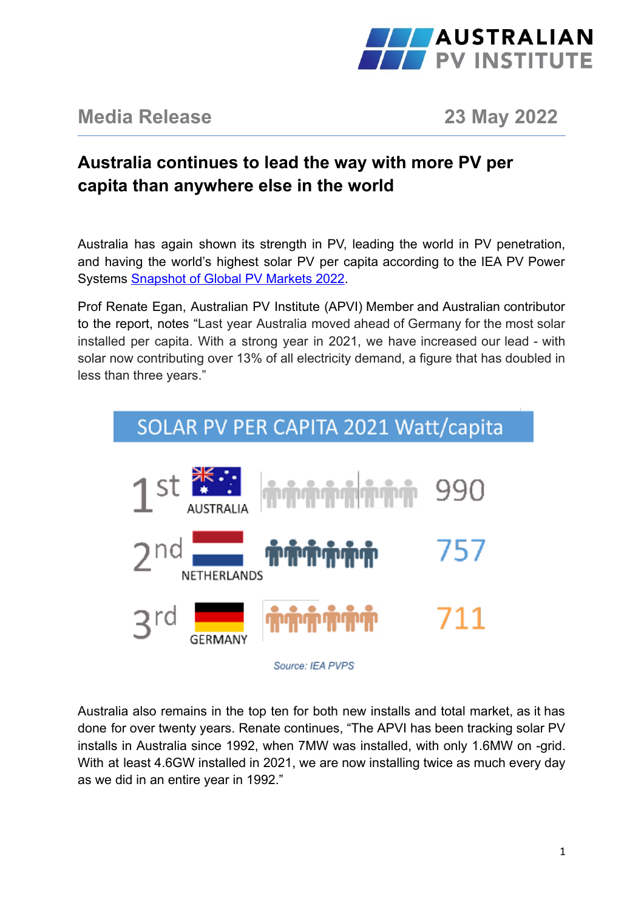**AUSTRALIAN PV INSTITUTE**

Media Release 23 May 2022

## Australia continues to lead the way with more PV per capita than anywhere else in the world

Australia has again shown its strength in PV, leading the world in PV penetration, and having the world's highest solar PV per capita according to the IEA PV Power Systems [Snapshot of Global PV Markets 2022](Snapshot of Global PV Markets 2022).

Prof Renate Egan, Australian PV Institute (APVI) Member and Australian contributor to the report, notes "Last year Australia moved ahead of Germany for the most solar installed per capita. With a strong year in 2021, we have increased our lead - with solar now contributing over 13% of all electricity demand, a figure that has doubled in less than three years."

**SOLAR PV PER CAPITA 2021 Watt/capita**

| Rank | Country | Watt/capita |
|---|---|---|
| 1st | AUSTRALIA | 990 |
| 2nd | NETHERLANDS | 757 |
| 3rd | GERMANY | 711 |

*Source: IEA PVPS*

Australia also remains in the top ten for both new installs and total market, as it has done for over twenty years. Renate continues, "The APVI has been tracking solar PV installs in Australia since 1992, when 7MW was installed, with only 1.6MW on -grid. With at least 4.6GW installed in 2021, we are now installing twice as much every day as we did in an entire year in 1992."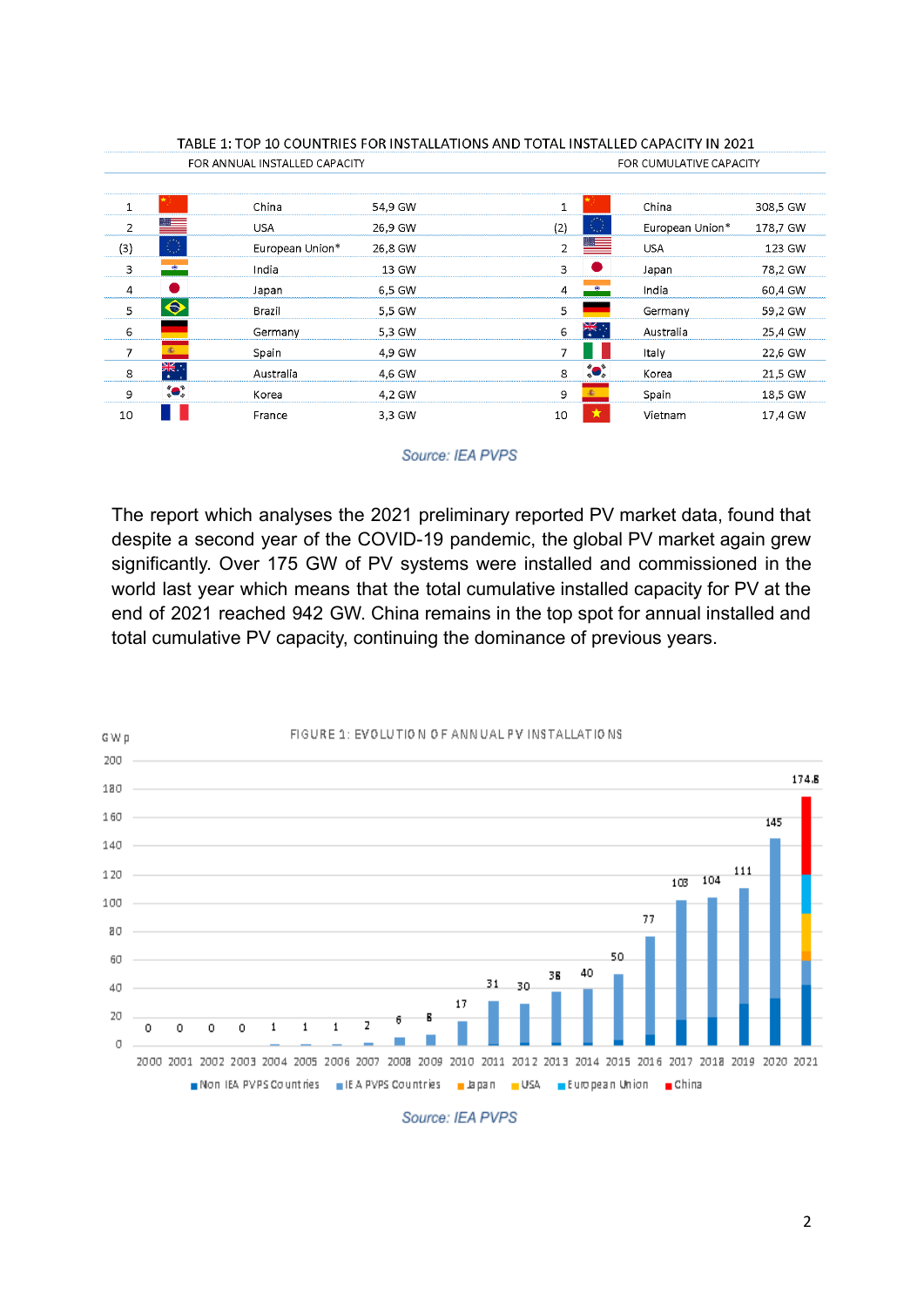TABLE 1: TOP 10 COUNTRIES FOR INSTALLATIONS AND TOTAL INSTALLED CAPACITY IN 2021

| FOR ANNUAL INSTALLED CAPACITY | | | FOR CUMULATIVE CAPACITY | | |
|---|---|---|---|---|---|
| 1 | China | 54,9 GW | 1 | China | 308,5 GW |
| 2 | USA | 26,9 GW | (2) | European Union* | 178,7 GW |
| (3) | European Union* | 26,8 GW | 2 | USA | 123 GW |
| 3 | India | 13 GW | 3 | Japan | 78,2 GW |
| 4 | Japan | 6,5 GW | 4 | India | 60,4 GW |
| 5 | Brazil | 5,5 GW | 5 | Germany | 59,2 GW |
| 6 | Germany | 5,3 GW | 6 | Australia | 25,4 GW |
| 7 | Spain | 4,9 GW | 7 | Italy | 22,6 GW |
| 8 | Australia | 4,6 GW | 8 | Korea | 21,5 GW |
| 9 | Korea | 4,2 GW | 9 | Spain | 18,5 GW |
| 10 | France | 3,3 GW | 10 | Vietnam | 17,4 GW |

*Source: IEA PVPS*

The report which analyses the 2021 preliminary reported PV market data, found that despite a second year of the COVID-19 pandemic, the global PV market again grew significantly. Over 175 GW of PV systems were installed and commissioned in the world last year which means that the total cumulative installed capacity for PV at the end of 2021 reached 942 GW. China remains in the top spot for annual installed and total cumulative PV capacity, continuing the dominance of previous years.

FIGURE 1: EVOLUTION OF ANNUAL PV INSTALLATIONS

| Year | GWp |
|---|---|
| 2000 | 0 |
| 2001 | 0 |
| 2002 | 0 |
| 2003 | 0 |
| 2004 | 1 |
| 2005 | 1 |
| 2006 | 1 |
| 2007 | 2 |
| 2008 | 6 |
| 2009 | 8 |
| 2010 | 17 |
| 2011 | 31 |
| 2012 | 30 |
| 2013 | 38 |
| 2014 | 40 |
| 2015 | 50 |
| 2016 | 77 |
| 2017 | 103 |
| 2018 | 104 |
| 2019 | 111 |
| 2020 | 145 |
| 2021 | 174.8 |

Legend: Non IEA PVPS Countries, IEA PVPS Countries, Japan, USA, European Union, China

*Source: IEA PVPS*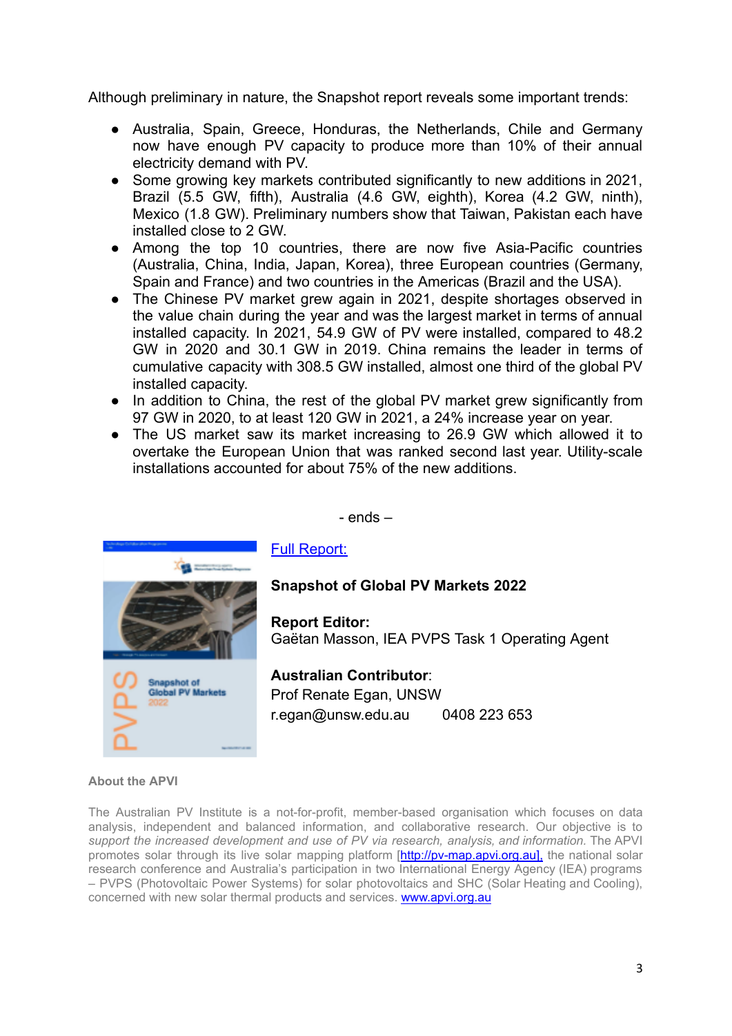Although preliminary in nature, the Snapshot report reveals some important trends:

- Australia, Spain, Greece, Honduras, the Netherlands, Chile and Germany now have enough PV capacity to produce more than 10% of their annual electricity demand with PV.
- Some growing key markets contributed significantly to new additions in 2021, Brazil (5.5 GW, fifth), Australia (4.6 GW, eighth), Korea (4.2 GW, ninth), Mexico (1.8 GW). Preliminary numbers show that Taiwan, Pakistan each have installed close to 2 GW.
- Among the top 10 countries, there are now five Asia-Pacific countries (Australia, China, India, Japan, Korea), three European countries (Germany, Spain and France) and two countries in the Americas (Brazil and the USA).
- The Chinese PV market grew again in 2021, despite shortages observed in the value chain during the year and was the largest market in terms of annual installed capacity. In 2021, 54.9 GW of PV were installed, compared to 48.2 GW in 2020 and 30.1 GW in 2019. China remains the leader in terms of cumulative capacity with 308.5 GW installed, almost one third of the global PV installed capacity.
- In addition to China, the rest of the global PV market grew significantly from 97 GW in 2020, to at least 120 GW in 2021, a 24% increase year on year.
- The US market saw its market increasing to 26.9 GW which allowed it to overtake the European Union that was ranked second last year. Utility-scale installations accounted for about 75% of the new additions.

- ends –

[Full Report:](#)

**Snapshot of Global PV Markets 2022**

**Report Editor:**
Gaëtan Masson, IEA PVPS Task 1 Operating Agent

**Australian Contributor**:
Prof Renate Egan, UNSW
r.egan@unsw.edu.au 0408 223 653

**About the APVI**

The Australian PV Institute is a not-for-profit, member-based organisation which focuses on data analysis, independent and balanced information, and collaborative research. Our objective is to *support the increased development and use of PV via research, analysis, and information.* The APVI promotes solar through its live solar mapping platform [http://pv-map.apvi.org.au], the national solar research conference and Australia's participation in two International Energy Agency (IEA) programs – PVPS (Photovoltaic Power Systems) for solar photovoltaics and SHC (Solar Heating and Cooling), concerned with new solar thermal products and services. www.apvi.org.au